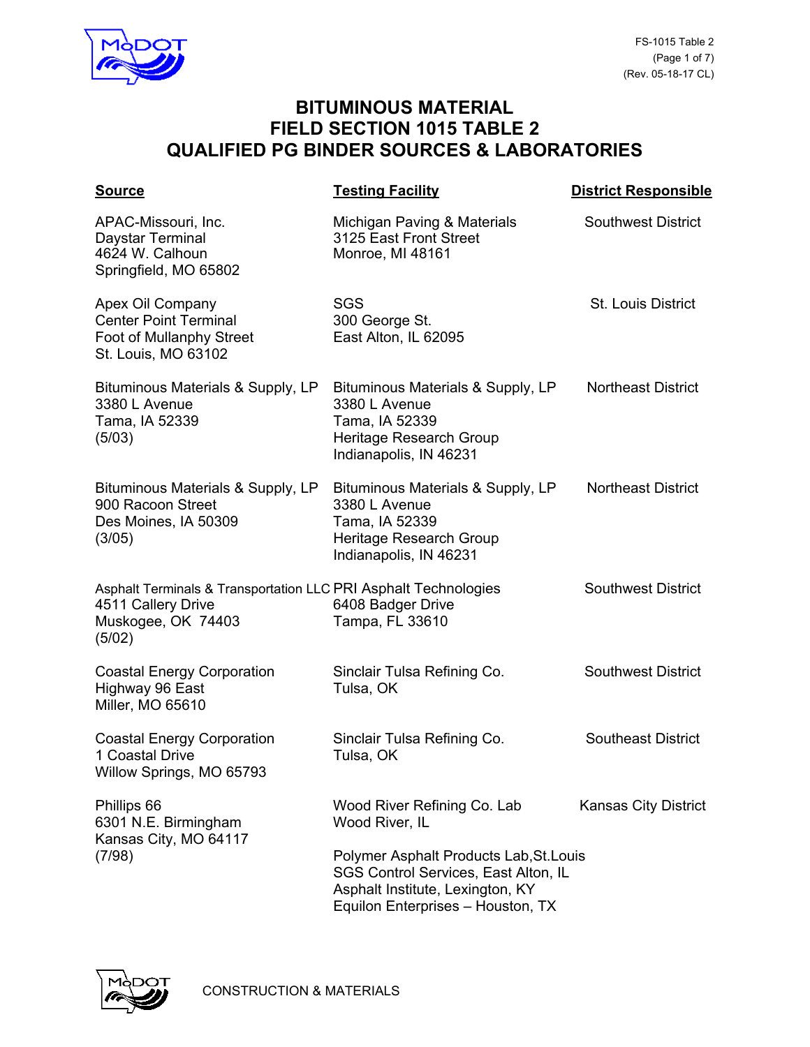# BITUMINOUS MATERIAL
# FIELD SECTION 1015 TABLE 2
# QUALIFIED PG BINDER SOURCES & LABORATORIES

| Source | Testing Facility | District Responsible |
| --- | --- | --- |
| APAC-Missouri, Inc.<br>Daystar Terminal<br>4624 W. Calhoun<br>Springfield, MO 65802 | Michigan Paving & Materials<br>3125 East Front Street<br>Monroe, MI 48161 | Southwest District |
| Apex Oil Company<br>Center Point Terminal<br>Foot of Mullanphy Street<br>St. Louis, MO 63102 | SGS<br>300 George St.<br>East Alton, IL 62095 | St. Louis District |
| Bituminous Materials & Supply, LP<br>3380 L Avenue<br>Tama, IA 52339<br>(5/03) | Bituminous Materials & Supply, LP<br>3380 L Avenue<br>Tama, IA 52339<br>Heritage Research Group<br>Indianapolis, IN 46231 | Northeast District |
| Bituminous Materials & Supply, LP<br>900 Racoon Street<br>Des Moines, IA 50309<br>(3/05) | Bituminous Materials & Supply, LP<br>3380 L Avenue<br>Tama, IA 52339<br>Heritage Research Group<br>Indianapolis, IN 46231 | Northeast District |
| Asphalt Terminals & Transportation LLC<br>4511 Callery Drive<br>Muskogee, OK 74403<br>(5/02) | PRI Asphalt Technologies<br>6408 Badger Drive<br>Tampa, FL 33610 | Southwest District |
| Coastal Energy Corporation<br>Highway 96 East<br>Miller, MO 65610 | Sinclair Tulsa Refining Co.<br>Tulsa, OK | Southwest District |
| Coastal Energy Corporation<br>1 Coastal Drive<br>Willow Springs, MO 65793 | Sinclair Tulsa Refining Co.<br>Tulsa, OK | Southeast District |
| Phillips 66<br>6301 N.E. Birmingham<br>Kansas City, MO 64117<br>(7/98) | Wood River Refining Co. Lab<br>Wood River, IL<br><br>Polymer Asphalt Products Lab,St.Louis<br>SGS Control Services, East Alton, IL<br>Asphalt Institute, Lexington, KY<br>Equilon Enterprises – Houston, TX | Kansas City District |

CONSTRUCTION & MATERIALS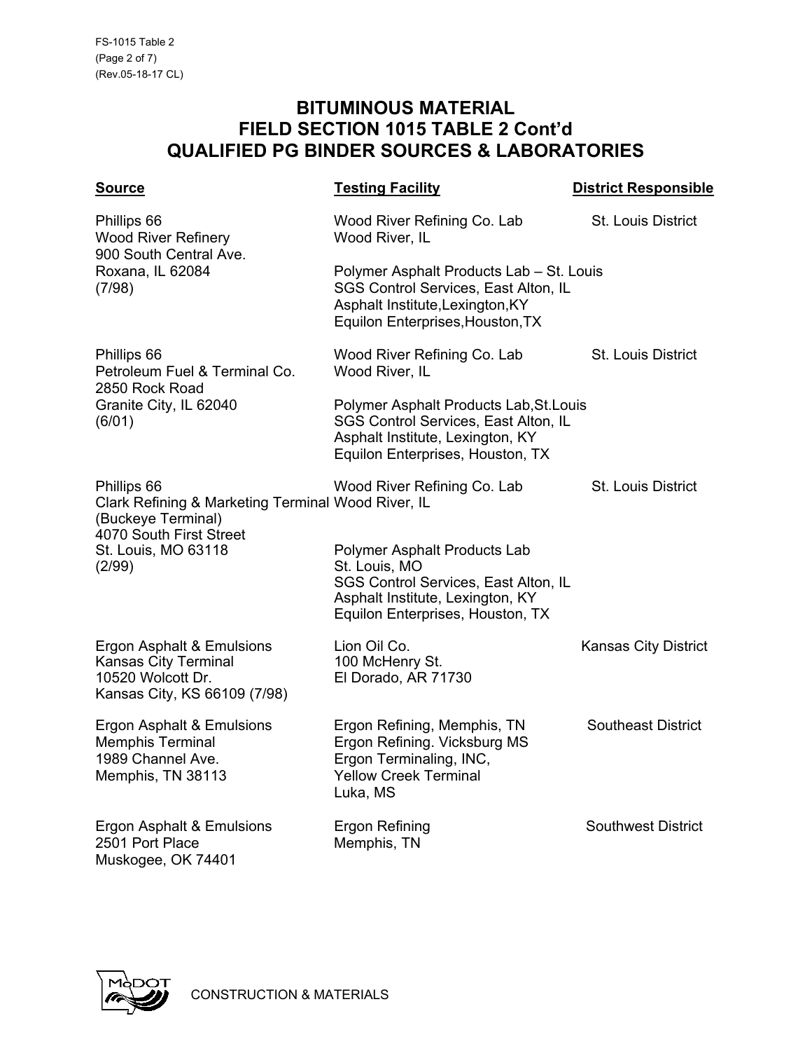# BITUMINOUS MATERIAL
# FIELD SECTION 1015 TABLE 2 Cont'd
# QUALIFIED PG BINDER SOURCES & LABORATORIES

| Source | Testing Facility | District Responsible |
| --- | --- | --- |
| Phillips 66<br>Wood River Refinery<br>900 South Central Ave.<br>Roxana, IL 62084<br>(7/98) | Wood River Refining Co. Lab<br>Wood River, IL<br><br>Polymer Asphalt Products Lab – St. Louis<br>SGS Control Services, East Alton, IL<br>Asphalt Institute,Lexington,KY<br>Equilon Enterprises,Houston,TX | St. Louis District |
| Phillips 66<br>Petroleum Fuel & Terminal Co.<br>2850 Rock Road<br>Granite City, IL 62040<br>(6/01) | Wood River Refining Co. Lab<br>Wood River, IL<br><br>Polymer Asphalt Products Lab,St.Louis<br>SGS Control Services, East Alton, IL<br>Asphalt Institute, Lexington, KY<br>Equilon Enterprises, Houston, TX | St. Louis District |
| Phillips 66<br>Clark Refining & Marketing Terminal<br>(Buckeye Terminal)<br>4070 South First Street<br>St. Louis, MO 63118<br>(2/99) | Wood River Refining Co. Lab<br>Wood River, IL<br><br>Polymer Asphalt Products Lab<br>St. Louis, MO<br>SGS Control Services, East Alton, IL<br>Asphalt Institute, Lexington, KY<br>Equilon Enterprises, Houston, TX | St. Louis District |
| Ergon Asphalt & Emulsions<br>Kansas City Terminal<br>10520 Wolcott Dr.<br>Kansas City, KS 66109 (7/98) | Lion Oil Co.<br>100 McHenry St.<br>El Dorado, AR 71730 | Kansas City District |
| Ergon Asphalt & Emulsions<br>Memphis Terminal<br>1989 Channel Ave.<br>Memphis, TN 38113 | Ergon Refining, Memphis, TN<br>Ergon Refining. Vicksburg MS<br>Ergon Terminaling, INC,<br>Yellow Creek Terminal<br>Luka, MS | Southeast District |
| Ergon Asphalt & Emulsions<br>2501 Port Place<br>Muskogee, OK 74401 | Ergon Refining<br>Memphis, TN | Southwest District |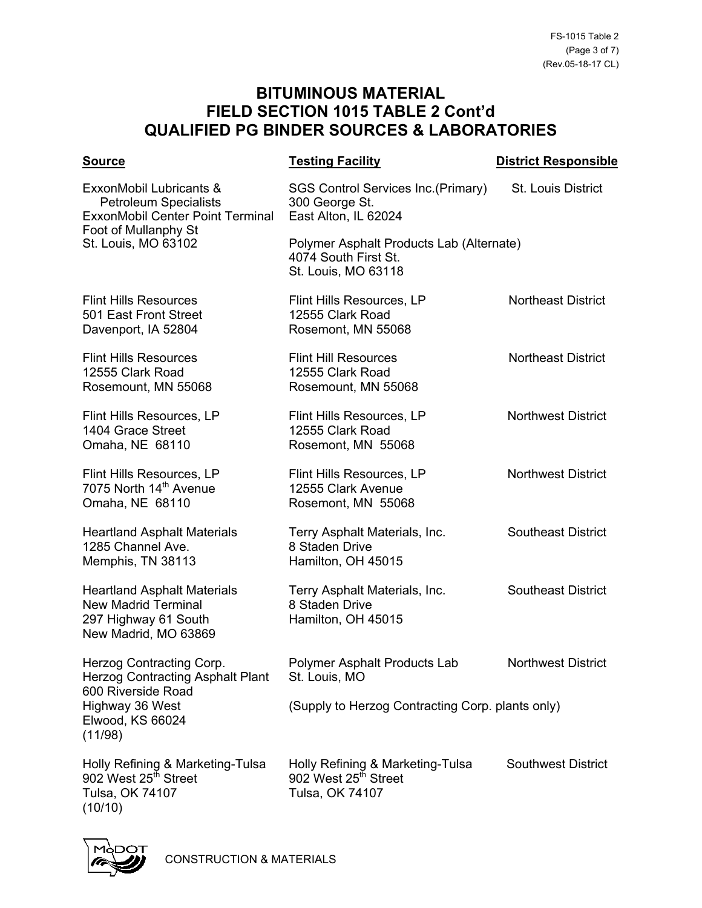# BITUMINOUS MATERIAL
# FIELD SECTION 1015 TABLE 2 Cont'd
# QUALIFIED PG BINDER SOURCES & LABORATORIES

| Source | Testing Facility | District Responsible |
|---|---|---|
| ExxonMobil Lubricants & Petroleum Specialists<br>ExxonMobil Center Point Terminal<br>Foot of Mullanphy St<br>St. Louis, MO 63102 | SGS Control Services Inc.(Primary)<br>300 George St.<br>East Alton, IL 62024<br><br>Polymer Asphalt Products Lab (Alternate)<br>4074 South First St.<br>St. Louis, MO 63118 | St. Louis District |
| Flint Hills Resources<br>501 East Front Street<br>Davenport, IA 52804 | Flint Hills Resources, LP<br>12555 Clark Road<br>Rosemont, MN 55068 | Northeast District |
| Flint Hills Resources<br>12555 Clark Road<br>Rosemount, MN 55068 | Flint Hill Resources<br>12555 Clark Road<br>Rosemount, MN 55068 | Northeast District |
| Flint Hills Resources, LP<br>1404 Grace Street<br>Omaha, NE 68110 | Flint Hills Resources, LP<br>12555 Clark Road<br>Rosemont, MN 55068 | Northwest District |
| Flint Hills Resources, LP<br>7075 North 14th Avenue<br>Omaha, NE 68110 | Flint Hills Resources, LP<br>12555 Clark Avenue<br>Rosemont, MN 55068 | Northwest District |
| Heartland Asphalt Materials<br>1285 Channel Ave.<br>Memphis, TN 38113 | Terry Asphalt Materials, Inc.<br>8 Staden Drive<br>Hamilton, OH 45015 | Southeast District |
| Heartland Asphalt Materials<br>New Madrid Terminal<br>297 Highway 61 South<br>New Madrid, MO 63869 | Terry Asphalt Materials, Inc.<br>8 Staden Drive<br>Hamilton, OH 45015 | Southeast District |
| Herzog Contracting Corp.<br>Herzog Contracting Asphalt Plant<br>600 Riverside Road<br>Highway 36 West<br>Elwood, KS 66024<br>(11/98) | Polymer Asphalt Products Lab<br>St. Louis, MO<br><br>(Supply to Herzog Contracting Corp. plants only) | Northwest District |
| Holly Refining & Marketing-Tulsa<br>902 West 25th Street<br>Tulsa, OK 74107<br>(10/10) | Holly Refining & Marketing-Tulsa<br>902 West 25th Street<br>Tulsa, OK 74107 | Southwest District |

CONSTRUCTION & MATERIALS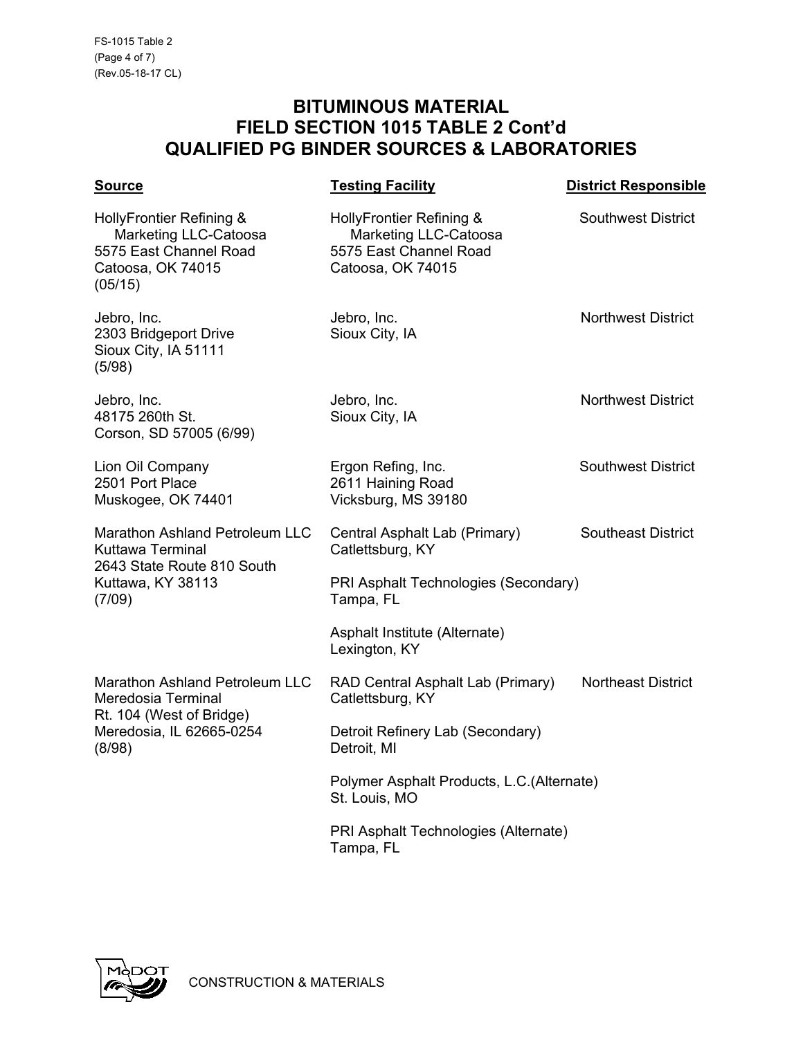# BITUMINOUS MATERIAL
# FIELD SECTION 1015 TABLE 2 Cont'd
# QUALIFIED PG BINDER SOURCES & LABORATORIES

| Source | Testing Facility | District Responsible |
|---|---|---|
| HollyFrontier Refining & Marketing LLC-Catoosa<br>5575 East Channel Road<br>Catoosa, OK 74015<br>(05/15) | HollyFrontier Refining & Marketing LLC-Catoosa<br>5575 East Channel Road<br>Catoosa, OK 74015 | Southwest District |
| Jebro, Inc.<br>2303 Bridgeport Drive<br>Sioux City, IA 51111<br>(5/98) | Jebro, Inc.<br>Sioux City, IA | Northwest District |
| Jebro, Inc.<br>48175 260th St.<br>Corson, SD 57005 (6/99) | Jebro, Inc.<br>Sioux City, IA | Northwest District |
| Lion Oil Company<br>2501 Port Place<br>Muskogee, OK 74401 | Ergon Refing, Inc.<br>2611 Haining Road<br>Vicksburg, MS 39180 | Southwest District |
| Marathon Ashland Petroleum LLC<br>Kuttawa Terminal<br>2643 State Route 810 South<br>Kuttawa, KY 38113<br>(7/09) | Central Asphalt Lab (Primary)<br>Catlettsburg, KY<br><br>PRI Asphalt Technologies (Secondary)<br>Tampa, FL<br><br>Asphalt Institute (Alternate)<br>Lexington, KY | Southeast District |
| Marathon Ashland Petroleum LLC<br>Meredosia Terminal<br>Rt. 104 (West of Bridge)<br>Meredosia, IL 62665-0254<br>(8/98) | RAD Central Asphalt Lab (Primary)<br>Catlettsburg, KY<br><br>Detroit Refinery Lab (Secondary)<br>Detroit, MI<br><br>Polymer Asphalt Products, L.C.(Alternate)<br>St. Louis, MO<br><br>PRI Asphalt Technologies (Alternate)<br>Tampa, FL | Northeast District |

CONSTRUCTION & MATERIALS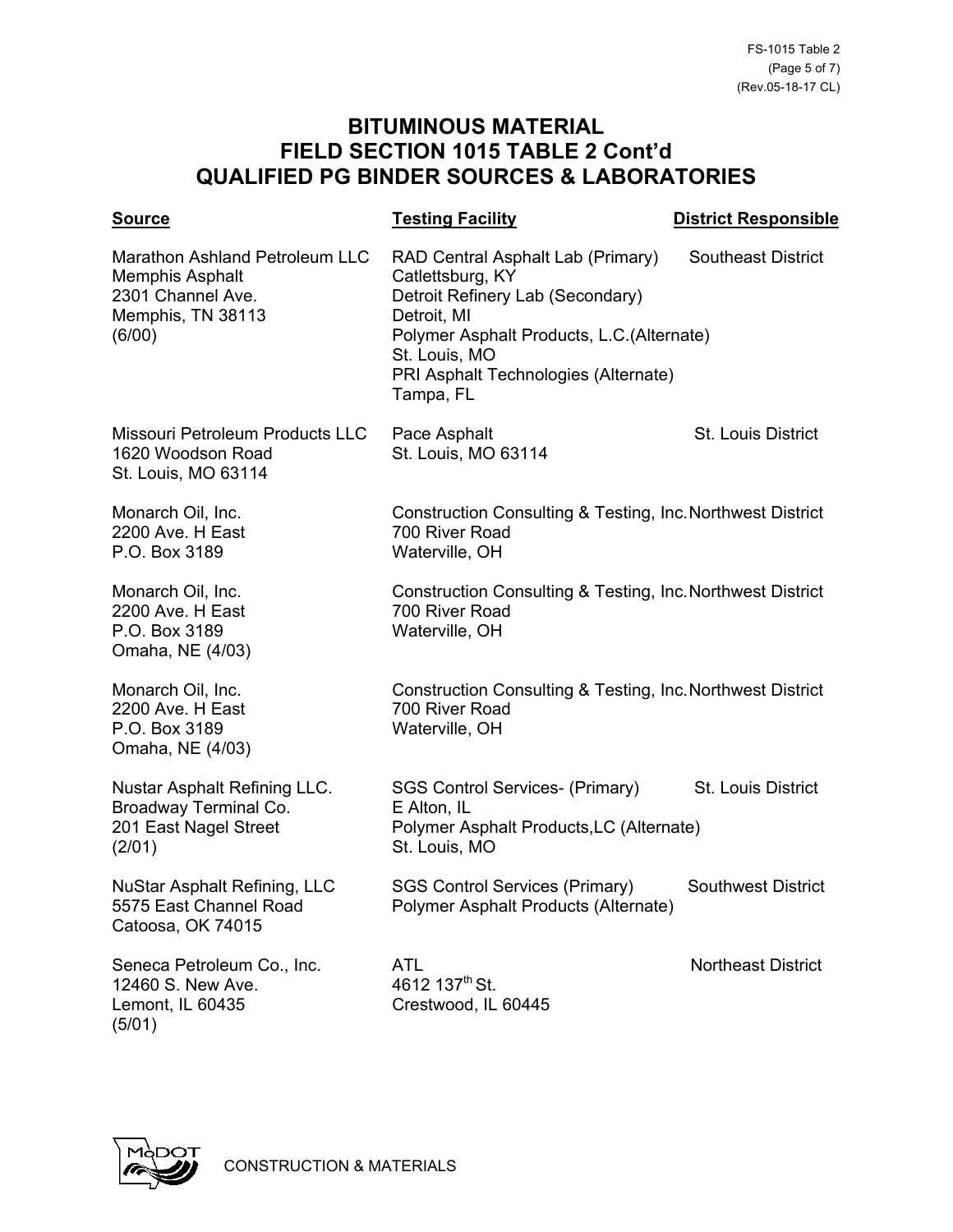# BITUMINOUS MATERIAL
# FIELD SECTION 1015 TABLE 2 Cont'd
# QUALIFIED PG BINDER SOURCES & LABORATORIES

| Source | Testing Facility | District Responsible |
|---|---|---|
| Marathon Ashland Petroleum LLC<br>Memphis Asphalt<br>2301 Channel Ave.<br>Memphis, TN 38113<br>(6/00) | RAD Central Asphalt Lab (Primary)<br>Catlettsburg, KY<br>Detroit Refinery Lab (Secondary)<br>Detroit, MI<br>Polymer Asphalt Products, L.C.(Alternate)<br>St. Louis, MO<br>PRI Asphalt Technologies (Alternate)<br>Tampa, FL | Southeast District |
| Missouri Petroleum Products LLC<br>1620 Woodson Road<br>St. Louis, MO 63114 | Pace Asphalt<br>St. Louis, MO 63114 | St. Louis District |
| Monarch Oil, Inc.<br>2200 Ave. H East<br>P.O. Box 3189 | Construction Consulting & Testing, Inc.<br>700 River Road<br>Waterville, OH | Northwest District |
| Monarch Oil, Inc.<br>2200 Ave. H East<br>P.O. Box 3189<br>Omaha, NE (4/03) | Construction Consulting & Testing, Inc.<br>700 River Road<br>Waterville, OH | Northwest District |
| Monarch Oil, Inc.<br>2200 Ave. H East<br>P.O. Box 3189<br>Omaha, NE (4/03) | Construction Consulting & Testing, Inc.<br>700 River Road<br>Waterville, OH | Northwest District |
| Nustar Asphalt Refining LLC.<br>Broadway Terminal Co.<br>201 East Nagel Street<br>(2/01) | SGS Control Services- (Primary)<br>E Alton, IL<br>Polymer Asphalt Products,LC (Alternate)<br>St. Louis, MO | St. Louis District |
| NuStar Asphalt Refining, LLC<br>5575 East Channel Road<br>Catoosa, OK 74015 | SGS Control Services (Primary)<br>Polymer Asphalt Products (Alternate) | Southwest District |
| Seneca Petroleum Co., Inc.<br>12460 S. New Ave.<br>Lemont, IL 60435<br>(5/01) | ATL<br>4612 137th St.<br>Crestwood, IL 60445 | Northeast District |

CONSTRUCTION & MATERIALS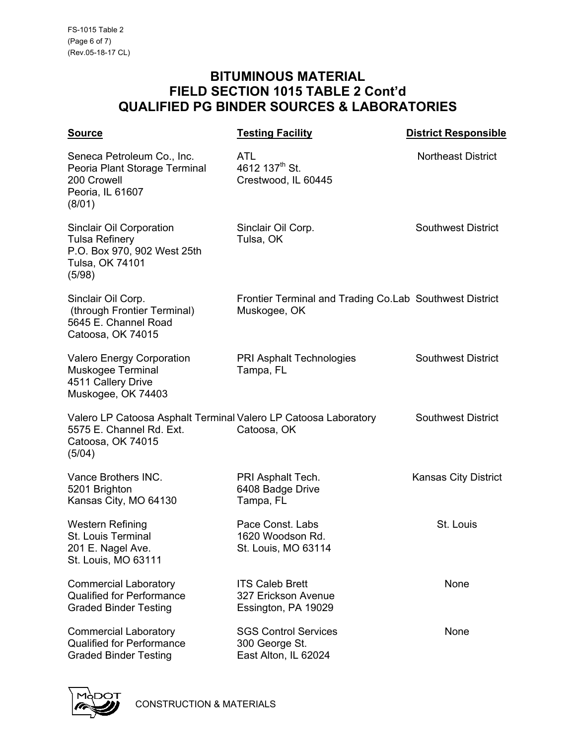# BITUMINOUS MATERIAL
# FIELD SECTION 1015 TABLE 2 Cont'd
# QUALIFIED PG BINDER SOURCES & LABORATORIES

| Source | Testing Facility | District Responsible |
|---|---|---|
| Seneca Petroleum Co., Inc.<br>Peoria Plant Storage Terminal<br>200 Crowell<br>Peoria, IL 61607<br>(8/01) | ATL<br>4612 137th St.<br>Crestwood, IL 60445 | Northeast District |
| Sinclair Oil Corporation<br>Tulsa Refinery<br>P.O. Box 970, 902 West 25th<br>Tulsa, OK 74101<br>(5/98) | Sinclair Oil Corp.<br>Tulsa, OK | Southwest District |
| Sinclair Oil Corp.<br>(through Frontier Terminal)<br>5645 E. Channel Road<br>Catoosa, OK 74015 | Frontier Terminal and Trading Co.Lab<br>Muskogee, OK | Southwest District |
| Valero Energy Corporation<br>Muskogee Terminal<br>4511 Callery Drive<br>Muskogee, OK 74403 | PRI Asphalt Technologies<br>Tampa, FL | Southwest District |
| Valero LP Catoosa Asphalt Terminal<br>5575 E. Channel Rd. Ext.<br>Catoosa, OK 74015<br>(5/04) | Valero LP Catoosa Laboratory<br>Catoosa, OK | Southwest District |
| Vance Brothers INC.<br>5201 Brighton<br>Kansas City, MO 64130 | PRI Asphalt Tech.<br>6408 Badge Drive<br>Tampa, FL | Kansas City District |
| Western Refining<br>St. Louis Terminal<br>201 E. Nagel Ave.<br>St. Louis, MO 63111 | Pace Const. Labs<br>1620 Woodson Rd.<br>St. Louis, MO 63114 | St. Louis |
| Commercial Laboratory<br>Qualified for Performance<br>Graded Binder Testing | ITS Caleb Brett<br>327 Erickson Avenue<br>Essington, PA 19029 | None |
| Commercial Laboratory<br>Qualified for Performance<br>Graded Binder Testing | SGS Control Services<br>300 George St.<br>East Alton, IL 62024 | None |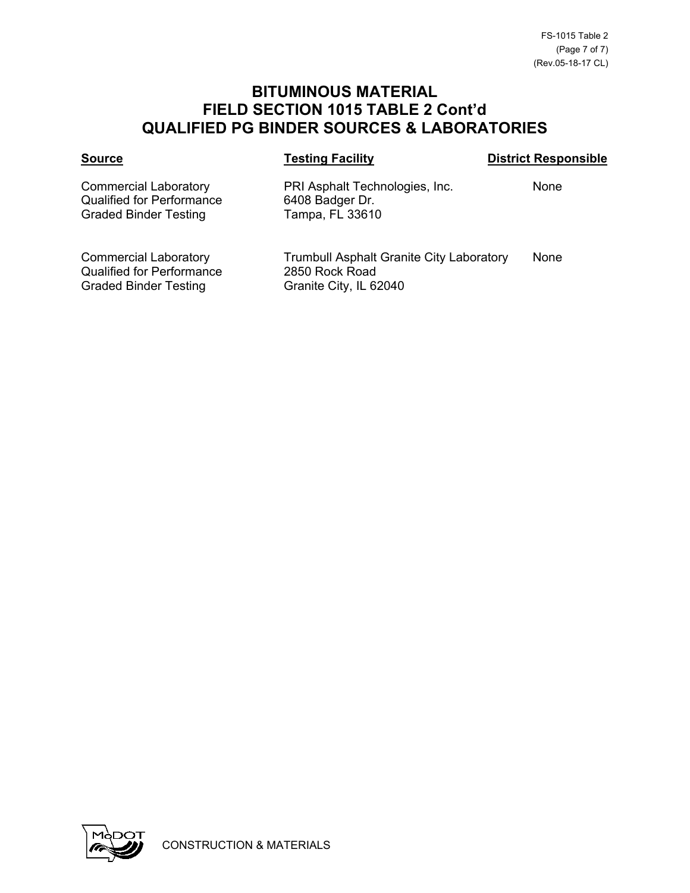# BITUMINOUS MATERIAL
# FIELD SECTION 1015 TABLE 2 Cont'd
# QUALIFIED PG BINDER SOURCES & LABORATORIES

| Source | Testing Facility | District Responsible |
|---|---|---|
| Commercial Laboratory Qualified for Performance Graded Binder Testing | PRI Asphalt Technologies, Inc.<br>6408 Badger Dr.<br>Tampa, FL 33610 | None |
| Commercial Laboratory Qualified for Performance Graded Binder Testing | Trumbull Asphalt Granite City Laboratory<br>2850 Rock Road<br>Granite City, IL 62040 | None |